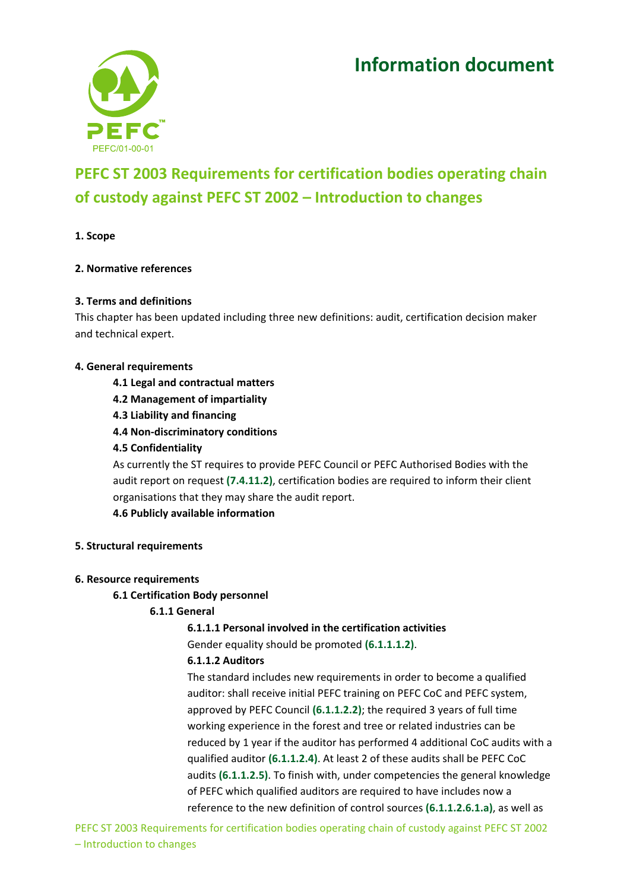# Information document

PEFC/01-00-01

## PEFC ST 2003 Requirements for certification bodies operating chain of custody against PEFC ST 2002 – Introduction to changes

**1. Scope**

**2. Normative references**

**3. Terms and definitions**

This chapter has been updated including three new definitions: audit, certification decision maker and technical expert.

**4. General requirements**

**4.1 Legal and contractual matters**

**4.2 Management of impartiality**

**4.3 Liability and financing**

**4.4 Non-discriminatory conditions**

**4.5 Confidentiality**

As currently the ST requires to provide PEFC Council or PEFC Authorised Bodies with the audit report on request **(7.4.11.2)**, certification bodies are required to inform their client organisations that they may share the audit report.

**4.6 Publicly available information**

**5. Structural requirements**

**6. Resource requirements**

**6.1 Certification Body personnel**

**6.1.1 General**

**6.1.1.1 Personal involved in the certification activities**

Gender equality should be promoted **(6.1.1.1.2)**.

**6.1.1.2 Auditors**

The standard includes new requirements in order to become a qualified auditor: shall receive initial PEFC training on PEFC CoC and PEFC system, approved by PEFC Council **(6.1.1.2.2)**; the required 3 years of full time working experience in the forest and tree or related industries can be reduced by 1 year if the auditor has performed 4 additional CoC audits with a qualified auditor **(6.1.1.2.4)**. At least 2 of these audits shall be PEFC CoC audits **(6.1.1.2.5)**. To finish with, under competencies the general knowledge of PEFC which qualified auditors are required to have includes now a reference to the new definition of control sources **(6.1.1.2.6.1.a)**, as well as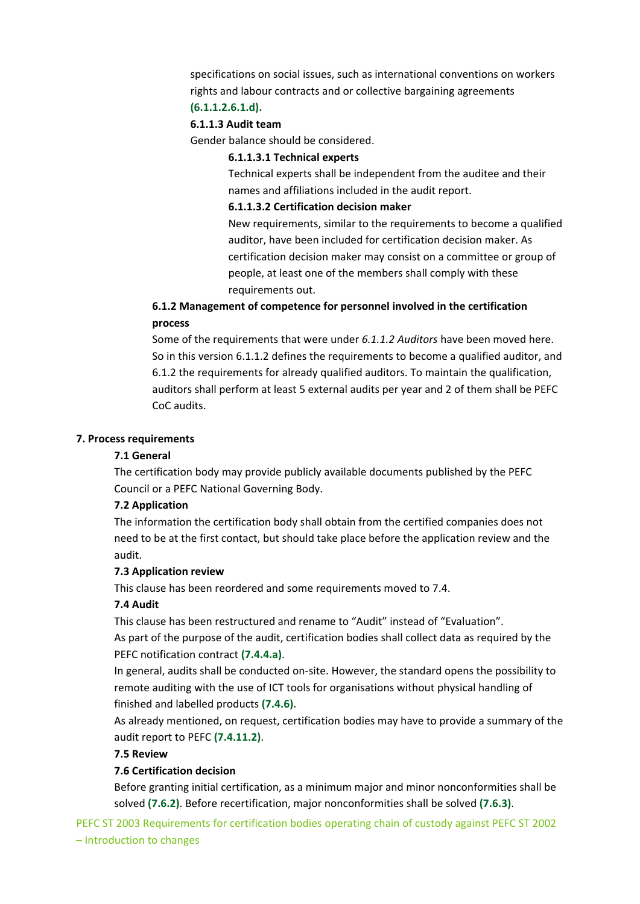specifications on social issues, such as international conventions on workers rights and labour contracts and or collective bargaining agreements **(6.1.1.2.6.1.d).**

#### 6.1.1.3 Audit team

Gender balance should be considered.

##### 6.1.1.3.1 Technical experts

Technical experts shall be independent from the auditee and their names and affiliations included in the audit report.

##### 6.1.1.3.2 Certification decision maker

New requirements, similar to the requirements to become a qualified auditor, have been included for certification decision maker. As certification decision maker may consist on a committee or group of people, at least one of the members shall comply with these requirements out.

### 6.1.2 Management of competence for personnel involved in the certification process

Some of the requirements that were under *6.1.1.2 Auditors* have been moved here. So in this version 6.1.1.2 defines the requirements to become a qualified auditor, and 6.1.2 the requirements for already qualified auditors. To maintain the qualification, auditors shall perform at least 5 external audits per year and 2 of them shall be PEFC CoC audits.

## 7. Process requirements

### 7.1 General

The certification body may provide publicly available documents published by the PEFC Council or a PEFC National Governing Body.

### 7.2 Application

The information the certification body shall obtain from the certified companies does not need to be at the first contact, but should take place before the application review and the audit.

### 7.3 Application review

This clause has been reordered and some requirements moved to 7.4.

### 7.4 Audit

This clause has been restructured and rename to "Audit" instead of "Evaluation".

As part of the purpose of the audit, certification bodies shall collect data as required by the PEFC notification contract **(7.4.4.a)**.

In general, audits shall be conducted on-site. However, the standard opens the possibility to remote auditing with the use of ICT tools for organisations without physical handling of finished and labelled products **(7.4.6)**.

As already mentioned, on request, certification bodies may have to provide a summary of the audit report to PEFC **(7.4.11.2)**.

### 7.5 Review

### 7.6 Certification decision

Before granting initial certification, as a minimum major and minor nonconformities shall be solved **(7.6.2)**. Before recertification, major nonconformities shall be solved **(7.6.3)**.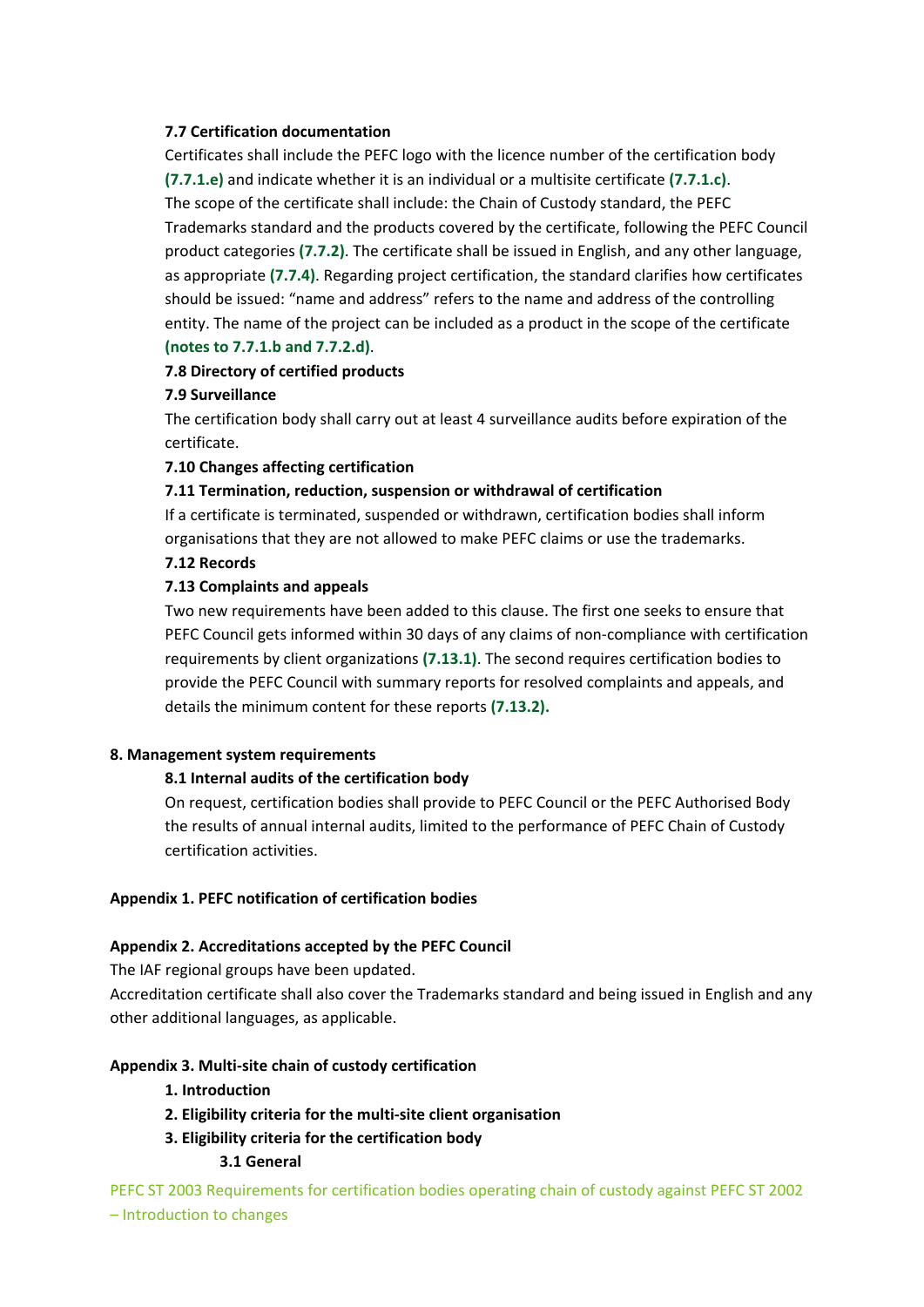**7.7 Certification documentation**

Certificates shall include the PEFC logo with the licence number of the certification body **(7.7.1.e)** and indicate whether it is an individual or a multisite certificate **(7.7.1.c)**. The scope of the certificate shall include: the Chain of Custody standard, the PEFC Trademarks standard and the products covered by the certificate, following the PEFC Council product categories **(7.7.2)**. The certificate shall be issued in English, and any other language, as appropriate **(7.7.4)**. Regarding project certification, the standard clarifies how certificates should be issued: "name and address" refers to the name and address of the controlling entity. The name of the project can be included as a product in the scope of the certificate **(notes to 7.7.1.b and 7.7.2.d)**.

**7.8 Directory of certified products**

**7.9 Surveillance**

The certification body shall carry out at least 4 surveillance audits before expiration of the certificate.

**7.10 Changes affecting certification**

**7.11 Termination, reduction, suspension or withdrawal of certification**

If a certificate is terminated, suspended or withdrawn, certification bodies shall inform organisations that they are not allowed to make PEFC claims or use the trademarks.

**7.12 Records**

**7.13 Complaints and appeals**

Two new requirements have been added to this clause. The first one seeks to ensure that PEFC Council gets informed within 30 days of any claims of non-compliance with certification requirements by client organizations **(7.13.1)**. The second requires certification bodies to provide the PEFC Council with summary reports for resolved complaints and appeals, and details the minimum content for these reports **(7.13.2).**

## 8. Management system requirements

**8.1 Internal audits of the certification body**

On request, certification bodies shall provide to PEFC Council or the PEFC Authorised Body the results of annual internal audits, limited to the performance of PEFC Chain of Custody certification activities.

## Appendix 1. PEFC notification of certification bodies

## Appendix 2. Accreditations accepted by the PEFC Council

The IAF regional groups have been updated.

Accreditation certificate shall also cover the Trademarks standard and being issued in English and any other additional languages, as applicable.

## Appendix 3. Multi-site chain of custody certification

**1. Introduction**

**2. Eligibility criteria for the multi-site client organisation**

**3. Eligibility criteria for the certification body**

**3.1 General**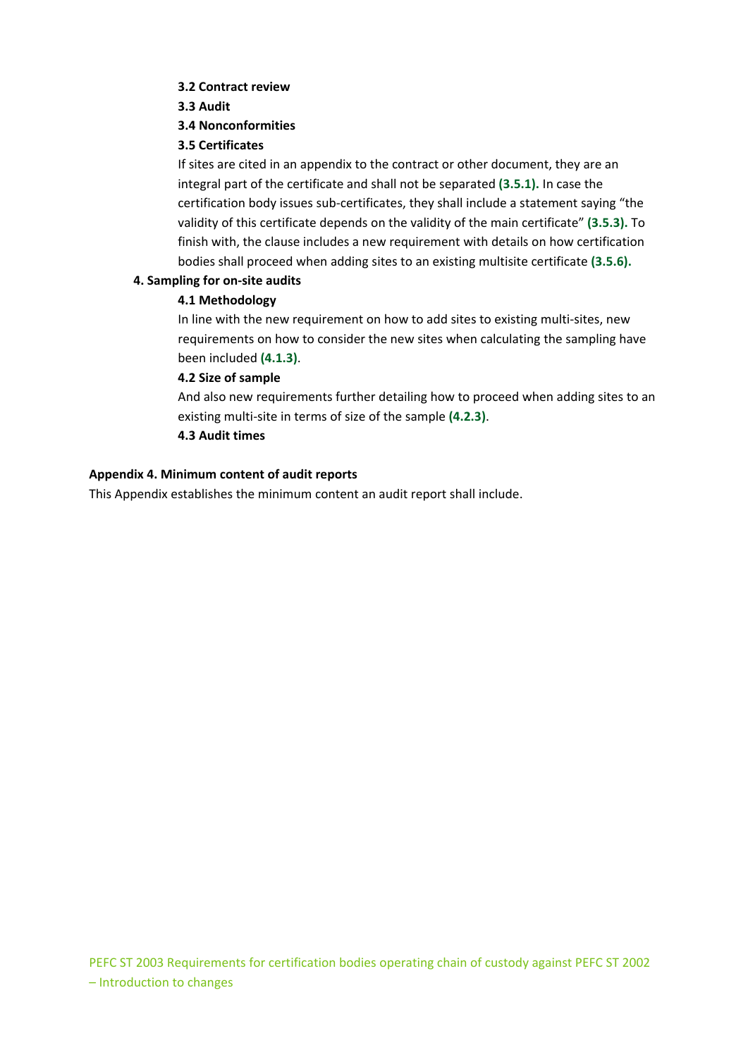### 3.2 Contract review

### 3.3 Audit

### 3.4 Nonconformities

### 3.5 Certificates

If sites are cited in an appendix to the contract or other document, they are an integral part of the certificate and shall not be separated **(3.5.1).** In case the certification body issues sub-certificates, they shall include a statement saying "the validity of this certificate depends on the validity of the main certificate" **(3.5.3).** To finish with, the clause includes a new requirement with details on how certification bodies shall proceed when adding sites to an existing multisite certificate **(3.5.6).**

## 4. Sampling for on-site audits

### 4.1 Methodology

In line with the new requirement on how to add sites to existing multi-sites, new requirements on how to consider the new sites when calculating the sampling have been included **(4.1.3)**.

### 4.2 Size of sample

And also new requirements further detailing how to proceed when adding sites to an existing multi-site in terms of size of the sample **(4.2.3)**.

### 4.3 Audit times

## Appendix 4. Minimum content of audit reports

This Appendix establishes the minimum content an audit report shall include.